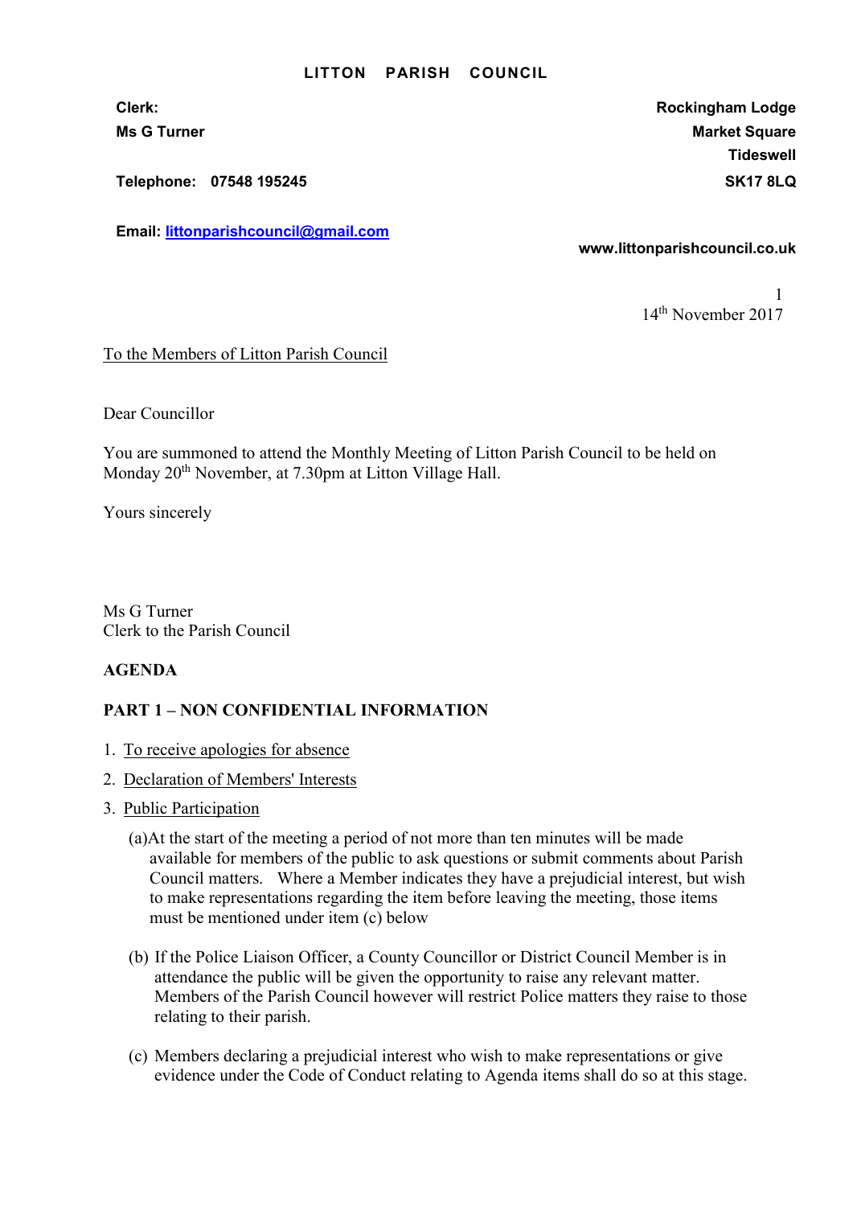**LITTON PARISH COUNCIL**

**Clerk:**
**Ms G Turner**

**Telephone: 07548 195245**

**Email: littonparishcouncil@gmail.com**

**Rockingham Lodge**
**Market Square**
**Tideswell**
**SK17 8LQ**

**www.littonparishcouncil.co.uk**

14th November 2017

To the Members of Litton Parish Council

Dear Councillor

You are summoned to attend the Monthly Meeting of Litton Parish Council to be held on Monday 20th November, at 7.30pm at Litton Village Hall.

Yours sincerely

Ms G Turner
Clerk to the Parish Council

**AGENDA**

**PART 1 – NON CONFIDENTIAL INFORMATION**

1. To receive apologies for absence
2. Declaration of Members' Interests
3. Public Participation

   (a) At the start of the meeting a period of not more than ten minutes will be made available for members of the public to ask questions or submit comments about Parish Council matters. Where a Member indicates they have a prejudicial interest, but wish to make representations regarding the item before leaving the meeting, those items must be mentioned under item (c) below

   (b) If the Police Liaison Officer, a County Councillor or District Council Member is in attendance the public will be given the opportunity to raise any relevant matter. Members of the Parish Council however will restrict Police matters they raise to those relating to their parish.

   (c) Members declaring a prejudicial interest who wish to make representations or give evidence under the Code of Conduct relating to Agenda items shall do so at this stage.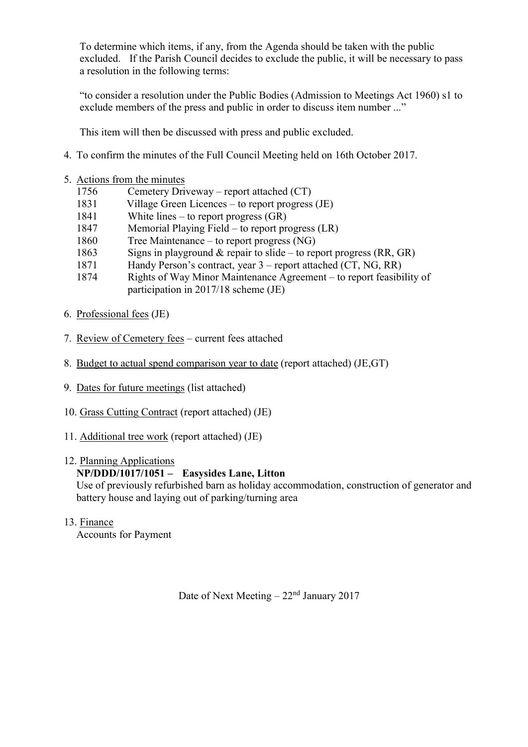To determine which items, if any, from the Agenda should be taken with the public excluded. If the Parish Council decides to exclude the public, it will be necessary to pass a resolution in the following terms:

"to consider a resolution under the Public Bodies (Admission to Meetings Act 1960) s1 to exclude members of the press and public in order to discuss item number ..."

This item will then be discussed with press and public excluded.

4. To confirm the minutes of the Full Council Meeting held on 16th October 2017.

5. Actions from the minutes
   - 1756 Cemetery Driveway – report attached (CT)
   - 1831 Village Green Licences – to report progress (JE)
   - 1841 White lines – to report progress (GR)
   - 1847 Memorial Playing Field – to report progress (LR)
   - 1860 Tree Maintenance – to report progress (NG)
   - 1863 Signs in playground & repair to slide – to report progress (RR, GR)
   - 1871 Handy Person's contract, year 3 – report attached (CT, NG, RR)
   - 1874 Rights of Way Minor Maintenance Agreement – to report feasibility of participation in 2017/18 scheme (JE)

6. Professional fees (JE)

7. Review of Cemetery fees – current fees attached

8. Budget to actual spend comparison year to date (report attached) (JE,GT)

9. Dates for future meetings (list attached)

10. Grass Cutting Contract (report attached) (JE)

11. Additional tree work (report attached) (JE)

12. Planning Applications
    **NP/DDD/1017/1051 – Easysides Lane, Litton**
    Use of previously refurbished barn as holiday accommodation, construction of generator and battery house and laying out of parking/turning area

13. Finance
    Accounts for Payment

Date of Next Meeting – 22nd January 2017